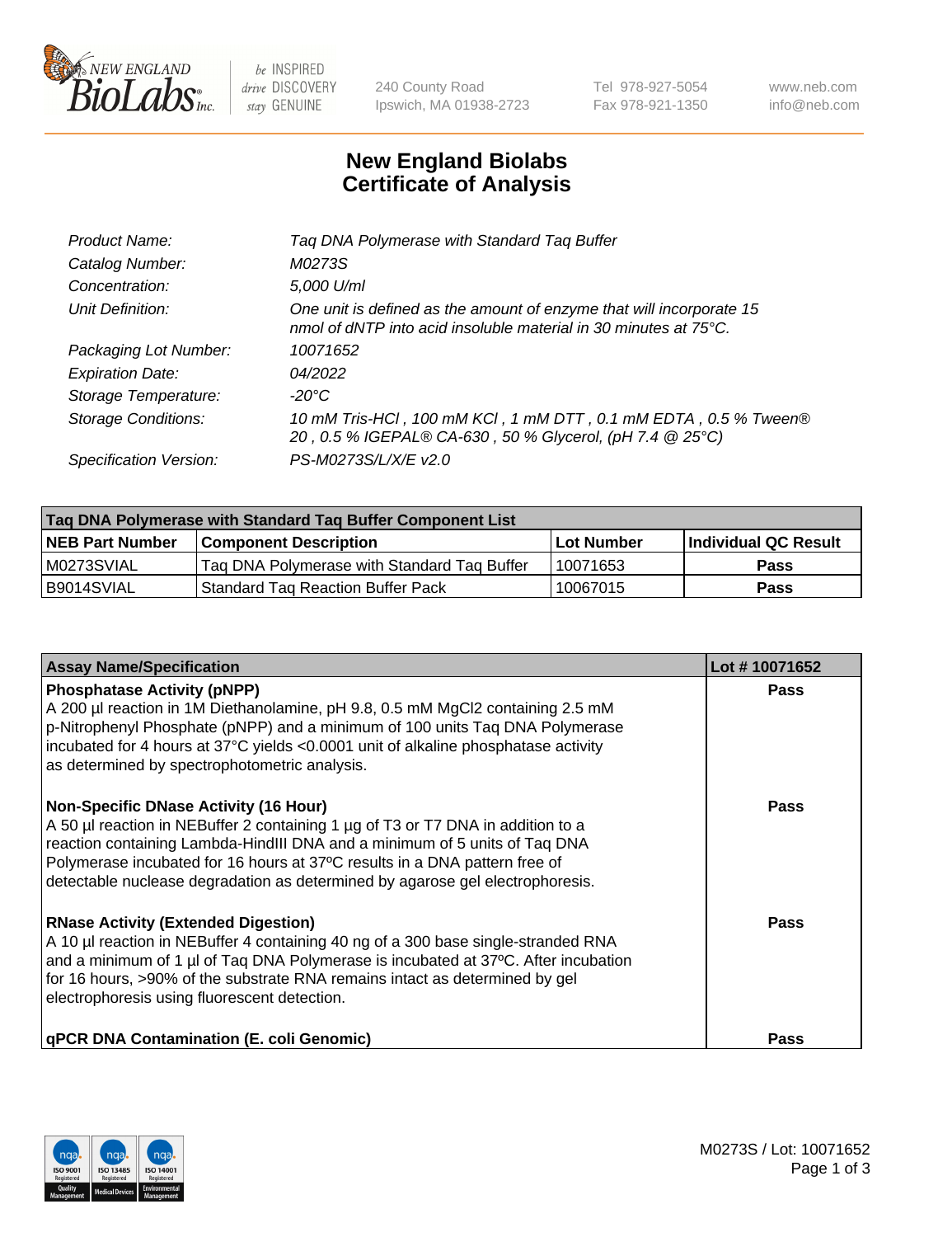# New England Biolabs Certificate of Analysis

| | |
|---|---|
| *Product Name:* | *Taq DNA Polymerase with Standard Taq Buffer* |
| *Catalog Number:* | *M0273S* |
| *Concentration:* | *5,000 U/ml* |
| *Unit Definition:* | *One unit is defined as the amount of enzyme that will incorporate 15 nmol of dNTP into acid insoluble material in 30 minutes at 75°C.* |
| *Packaging Lot Number:* | *10071652* |
| *Expiration Date:* | *04/2022* |
| *Storage Temperature:* | *-20°C* |
| *Storage Conditions:* | *10 mM Tris-HCl , 100 mM KCl , 1 mM DTT , 0.1 mM EDTA , 0.5 % Tween® 20 , 0.5 % IGEPAL® CA-630 , 50 % Glycerol, (pH 7.4 @ 25°C)* |
| *Specification Version:* | *PS-M0273S/L/X/E v2.0* |

| Taq DNA Polymerase with Standard Taq Buffer Component List | | | |
|---|---|---|---|
| **NEB Part Number** | **Component Description** | **Lot Number** | **Individual QC Result** |
| M0273SVIAL | Taq DNA Polymerase with Standard Taq Buffer | 10071653 | **Pass** |
| B9014SVIAL | Standard Taq Reaction Buffer Pack | 10067015 | **Pass** |

| Assay Name/Specification | Lot # 10071652 |
|---|---|
| **Phosphatase Activity (pNPP)**<br>A 200 µl reaction in 1M Diethanolamine, pH 9.8, 0.5 mM MgCl2 containing 2.5 mM p-Nitrophenyl Phosphate (pNPP) and a minimum of 100 units Taq DNA Polymerase incubated for 4 hours at 37°C yields <0.0001 unit of alkaline phosphatase activity as determined by spectrophotometric analysis. | **Pass** |
| **Non-Specific DNase Activity (16 Hour)**<br>A 50 µl reaction in NEBuffer 2 containing 1 µg of T3 or T7 DNA in addition to a reaction containing Lambda-HindIII DNA and a minimum of 5 units of Taq DNA Polymerase incubated for 16 hours at 37ºC results in a DNA pattern free of detectable nuclease degradation as determined by agarose gel electrophoresis. | **Pass** |
| **RNase Activity (Extended Digestion)**<br>A 10 µl reaction in NEBuffer 4 containing 40 ng of a 300 base single-stranded RNA and a minimum of 1 µl of Taq DNA Polymerase is incubated at 37ºC. After incubation for 16 hours, >90% of the substrate RNA remains intact as determined by gel electrophoresis using fluorescent detection. | **Pass** |
| **qPCR DNA Contamination (E. coli Genomic)** | **Pass** |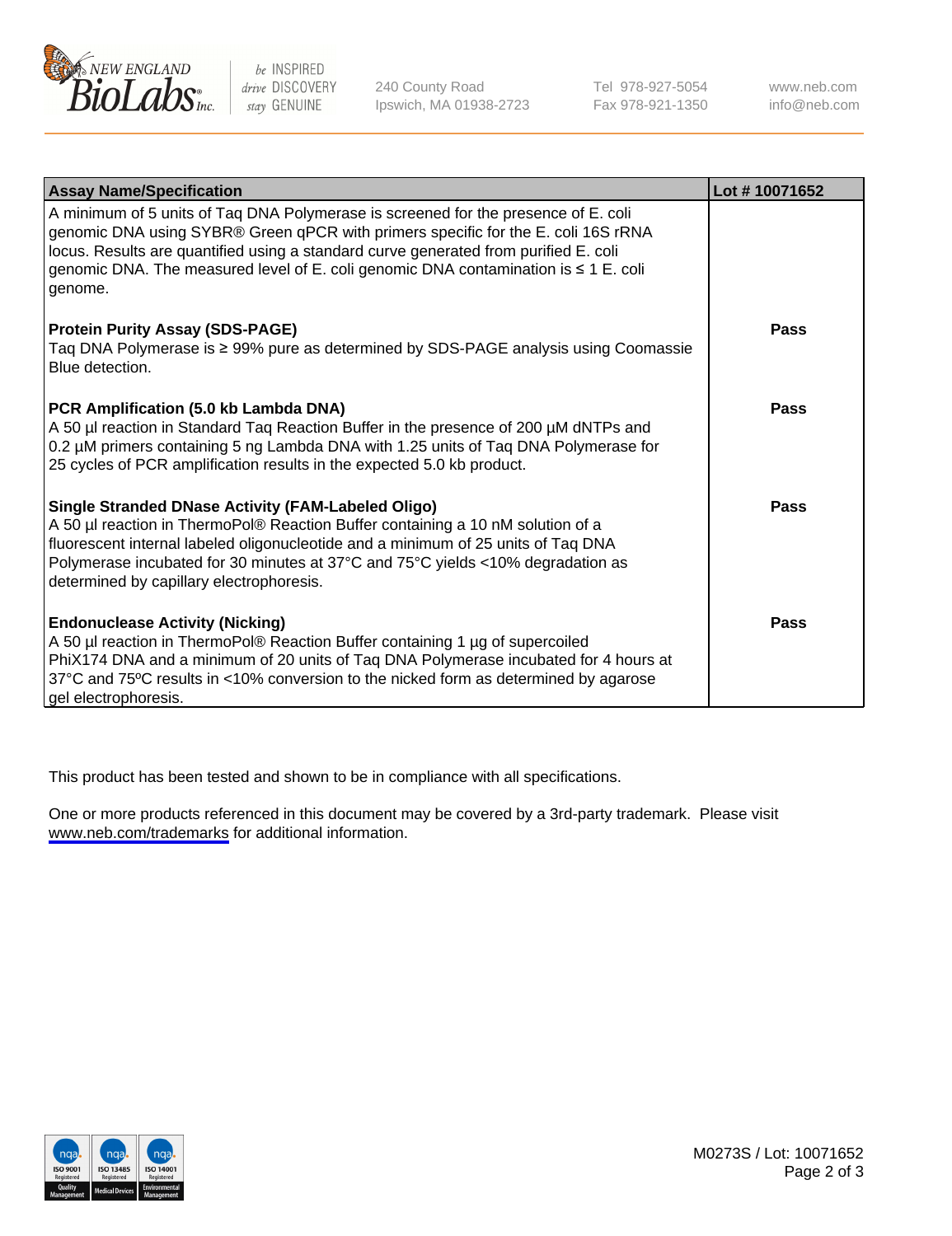| Assay Name/Specification | Lot # 10071652 |
| --- | --- |
| A minimum of 5 units of Taq DNA Polymerase is screened for the presence of E. coli genomic DNA using SYBR® Green qPCR with primers specific for the E. coli 16S rRNA locus. Results are quantified using a standard curve generated from purified E. coli genomic DNA. The measured level of E. coli genomic DNA contamination is ≤ 1 E. coli genome. | |
| **Protein Purity Assay (SDS-PAGE)** Taq DNA Polymerase is ≥ 99% pure as determined by SDS-PAGE analysis using Coomassie Blue detection. | **Pass** |
| **PCR Amplification (5.0 kb Lambda DNA)** A 50 µl reaction in Standard Taq Reaction Buffer in the presence of 200 µM dNTPs and 0.2 µM primers containing 5 ng Lambda DNA with 1.25 units of Taq DNA Polymerase for 25 cycles of PCR amplification results in the expected 5.0 kb product. | **Pass** |
| **Single Stranded DNase Activity (FAM-Labeled Oligo)** A 50 µl reaction in ThermoPol® Reaction Buffer containing a 10 nM solution of a fluorescent internal labeled oligonucleotide and a minimum of 25 units of Taq DNA Polymerase incubated for 30 minutes at 37°C and 75°C yields <10% degradation as determined by capillary electrophoresis. | **Pass** |
| **Endonuclease Activity (Nicking)** A 50 µl reaction in ThermoPol® Reaction Buffer containing 1 µg of supercoiled PhiX174 DNA and a minimum of 20 units of Taq DNA Polymerase incubated for 4 hours at 37°C and 75ºC results in <10% conversion to the nicked form as determined by agarose gel electrophoresis. | **Pass** |

This product has been tested and shown to be in compliance with all specifications.

One or more products referenced in this document may be covered by a 3rd-party trademark. Please visit www.neb.com/trademarks for additional information.

M0273S / Lot: 10071652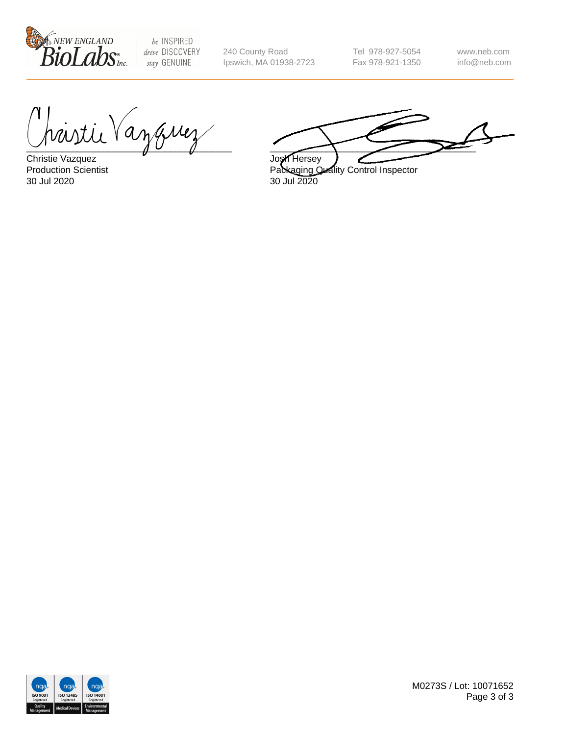Christie Vazquez
Production Scientist
30 Jul 2020

Josh Hersey
Packaging Quality Control Inspector
30 Jul 2020

M0273S / Lot: 10071652